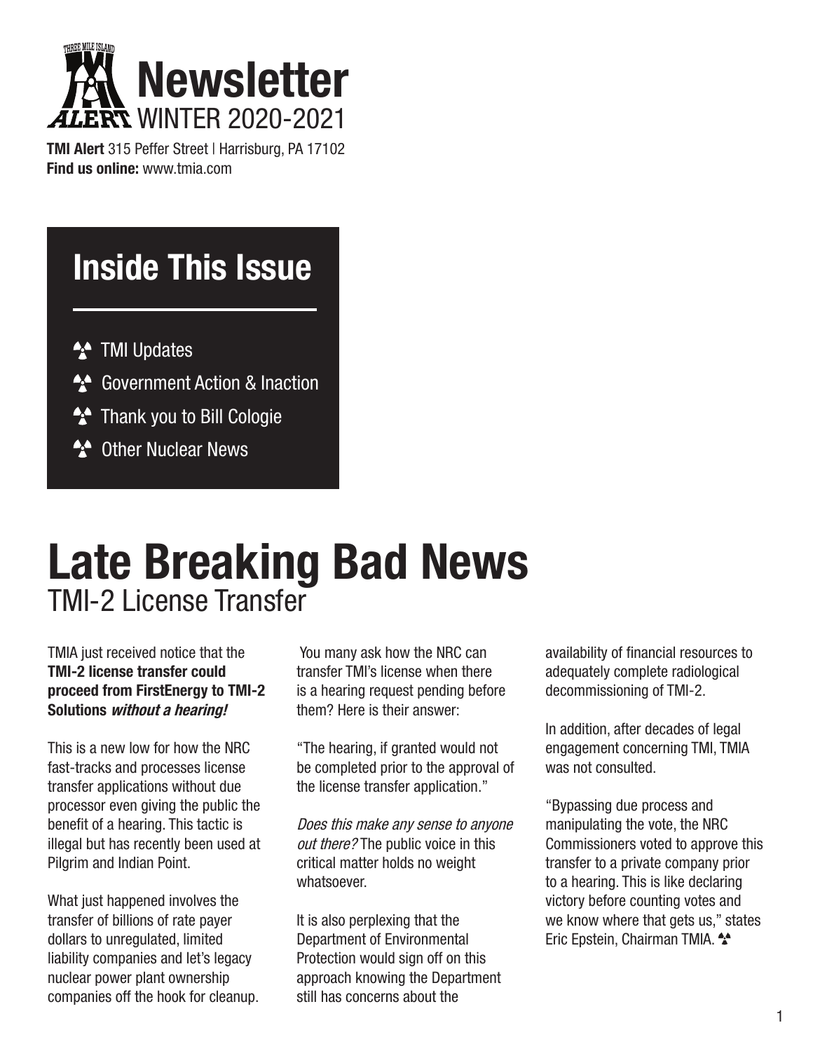# Newsletter

WINTER 2020-2021

**TMI Alert** 315 Peffer Street | Harrisburg, PA 17102
**Find us online:** www.tmia.com

## Inside This Issue

- TMI Updates
- Government Action & Inaction
- Thank you to Bill Cologie
- Other Nuclear News

# Late Breaking Bad News

## TMI-2 License Transfer

TMIA just received notice that the **TMI-2 license transfer could proceed from FirstEnergy to TMI-2 Solutions *without a hearing!***

This is a new low for how the NRC fast-tracks and processes license transfer applications without due processor even giving the public the benefit of a hearing. This tactic is illegal but has recently been used at Pilgrim and Indian Point.

What just happened involves the transfer of billions of rate payer dollars to unregulated, limited liability companies and let's legacy nuclear power plant ownership companies off the hook for cleanup.

You many ask how the NRC can transfer TMI's license when there is a hearing request pending before them? Here is their answer:

"The hearing, if granted would not be completed prior to the approval of the license transfer application."

*Does this make any sense to anyone out there?* The public voice in this critical matter holds no weight whatsoever.

It is also perplexing that the Department of Environmental Protection would sign off on this approach knowing the Department still has concerns about the availability of financial resources to adequately complete radiological decommissioning of TMI-2.

In addition, after decades of legal engagement concerning TMI, TMIA was not consulted.

"Bypassing due process and manipulating the vote, the NRC Commissioners voted to approve this transfer to a private company prior to a hearing. This is like declaring victory before counting votes and we know where that gets us," states Eric Epstein, Chairman TMIA.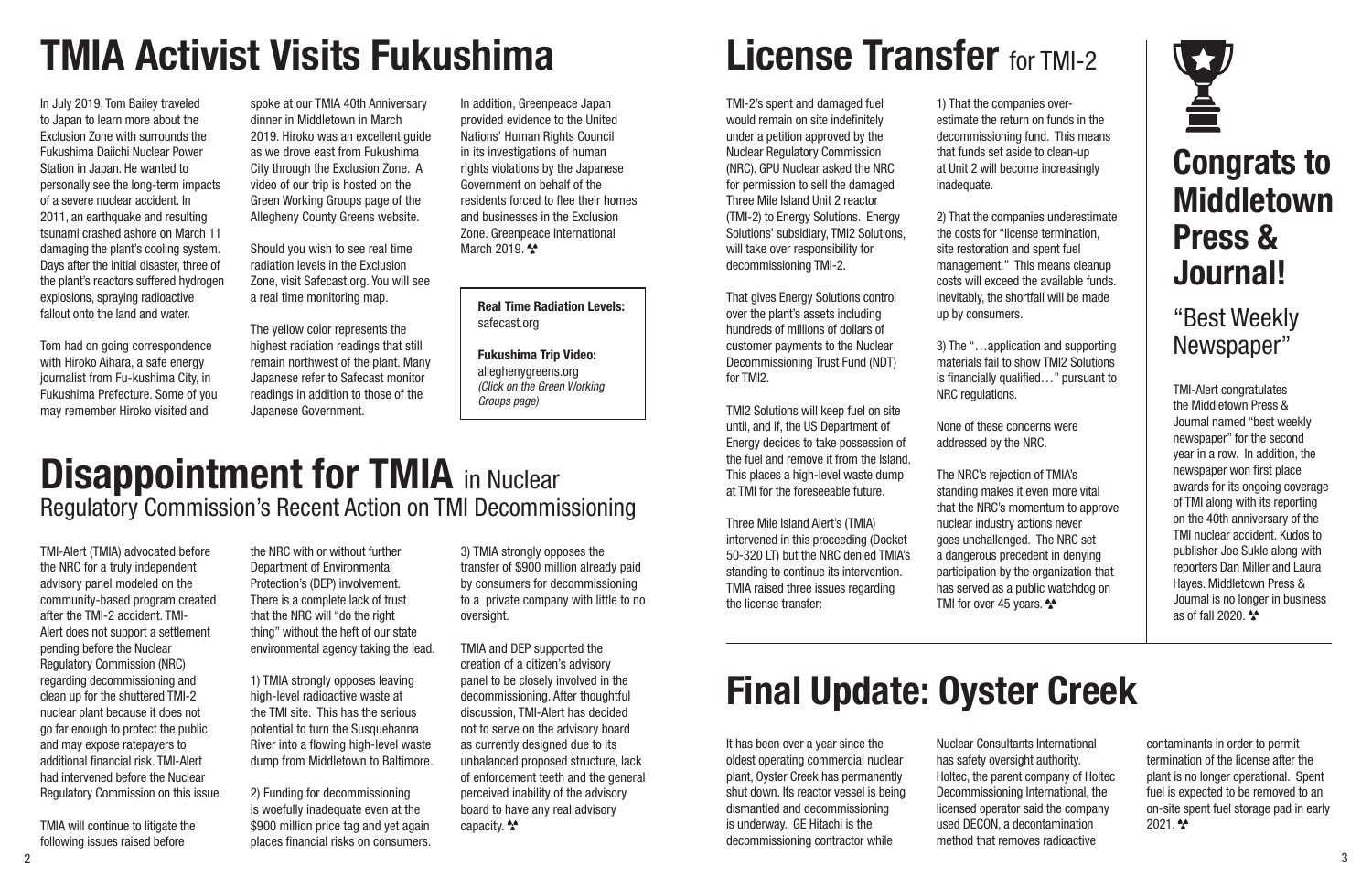# TMIA Activist Visits Fukushima

In July 2019, Tom Bailey traveled to Japan to learn more about the Exclusion Zone with surrounds the Fukushima Daiichi Nuclear Power Station in Japan. He wanted to personally see the long-term impacts of a severe nuclear accident. In 2011, an earthquake and resulting tsunami crashed ashore on March 11 damaging the plant's cooling system. Days after the initial disaster, three of the plant's reactors suffered hydrogen explosions, spraying radioactive fallout onto the land and water.

Tom had on going correspondence with Hiroko Aihara, a safe energy journalist from Fu-kushima City, in Fukushima Prefecture. Some of you may remember Hiroko visited and spoke at our TMIA 40th Anniversary dinner in Middletown in March 2019. Hiroko was an excellent guide as we drove east from Fukushima City through the Exclusion Zone. A video of our trip is hosted on the Green Working Groups page of the Allegheny County Greens website.

Should you wish to see real time radiation levels in the Exclusion Zone, visit Safecast.org. You will see a real time monitoring map.

The yellow color represents the highest radiation readings that still remain northwest of the plant. Many Japanese refer to Safecast monitor readings in addition to those of the Japanese Government.

In addition, Greenpeace Japan provided evidence to the United Nations' Human Rights Council in its investigations of human rights violations by the Japanese Government on behalf of the residents forced to flee their homes and businesses in the Exclusion Zone. Greenpeace International March 2019.

**Real Time Radiation Levels:**
safecast.org

**Fukushima Trip Video:**
alleghenygreens.org
*(Click on the Green Working Groups page)*

# Disappointment for TMIA in Nuclear Regulatory Commission's Recent Action on TMI Decommissioning

TMI-Alert (TMIA) advocated before the NRC for a truly independent advisory panel modeled on the community-based program created after the TMI-2 accident. TMI-Alert does not support a settlement pending before the Nuclear Regulatory Commission (NRC) regarding decommissioning and clean up for the shuttered TMI-2 nuclear plant because it does not go far enough to protect the public and may expose ratepayers to additional financial risk. TMI-Alert had intervened before the Nuclear Regulatory Commission on this issue.

TMIA will continue to litigate the following issues raised before the NRC with or without further Department of Environmental Protection's (DEP) involvement. There is a complete lack of trust that the NRC will "do the right thing" without the heft of our state environmental agency taking the lead.

1) TMIA strongly opposes leaving high-level radioactive waste at the TMI site. This has the serious potential to turn the Susquehanna River into a flowing high-level waste dump from Middletown to Baltimore.

2) Funding for decommissioning is woefully inadequate even at the $900 million price tag and yet again places financial risks on consumers.

3) TMIA strongly opposes the transfer of $900 million already paid by consumers for decommissioning to a private company with little to no oversight.

TMIA and DEP supported the creation of a citizen's advisory panel to be closely involved in the decommissioning. After thoughtful discussion, TMI-Alert has decided not to serve on the advisory board as currently designed due to its unbalanced proposed structure, lack of enforcement teeth and the general perceived inability of the advisory board to have any real advisory capacity.

# License Transfer for TMI-2

TMI-2's spent and damaged fuel would remain on site indefinitely under a petition approved by the Nuclear Regulatory Commission (NRC). GPU Nuclear asked the NRC for permission to sell the damaged Three Mile Island Unit 2 reactor (TMI-2) to Energy Solutions. Energy Solutions' subsidiary, TMI2 Solutions, will take over responsibility for decommissioning TMI-2.

That gives Energy Solutions control over the plant's assets including hundreds of millions of dollars of customer payments to the Nuclear Decommissioning Trust Fund (NDT) for TMI2.

TMI2 Solutions will keep fuel on site until, and if, the US Department of Energy decides to take possession of the fuel and remove it from the Island. This places a high-level waste dump at TMI for the foreseeable future.

Three Mile Island Alert's (TMIA) intervened in this proceeding (Docket 50-320 LT) but the NRC denied TMIA's standing to continue its intervention. TMIA raised three issues regarding the license transfer:

1) That the companies over-estimate the return on funds in the decommissioning fund. This means that funds set aside to clean-up at Unit 2 will become increasingly inadequate.

2) That the companies underestimate the costs for "license termination, site restoration and spent fuel management." This means cleanup costs will exceed the available funds. Inevitably, the shortfall will be made up by consumers.

3) The "…application and supporting materials fail to show TMI2 Solutions is financially qualified…" pursuant to NRC regulations.

None of these concerns were addressed by the NRC.

The NRC's rejection of TMIA's standing makes it even more vital that the NRC's momentum to approve nuclear industry actions never goes unchallenged. The NRC set a dangerous precedent in denying participation by the organization that has served as a public watchdog on TMI for over 45 years.

# Congrats to Middletown Press & Journal!

## "Best Weekly Newspaper"

TMI-Alert congratulates the Middletown Press & Journal named "best weekly newspaper" for the second year in a row. In addition, the newspaper won first place awards for its ongoing coverage of TMI along with its reporting on the 40th anniversary of the TMI nuclear accident. Kudos to publisher Joe Sukle along with reporters Dan Miller and Laura Hayes. Middletown Press & Journal is no longer in business as of fall 2020.

# Final Update: Oyster Creek

It has been over a year since the oldest operating commercial nuclear plant, Oyster Creek has permanently shut down. Its reactor vessel is being dismantled and decommissioning is underway. GE Hitachi is the decommissioning contractor while Nuclear Consultants International has safety oversight authority. Holtec, the parent company of Holtec Decommissioning International, the licensed operator said the company used DECON, a decontamination method that removes radioactive contaminants in order to permit termination of the license after the plant is no longer operational. Spent fuel is expected to be removed to an on-site spent fuel storage pad in early 2021.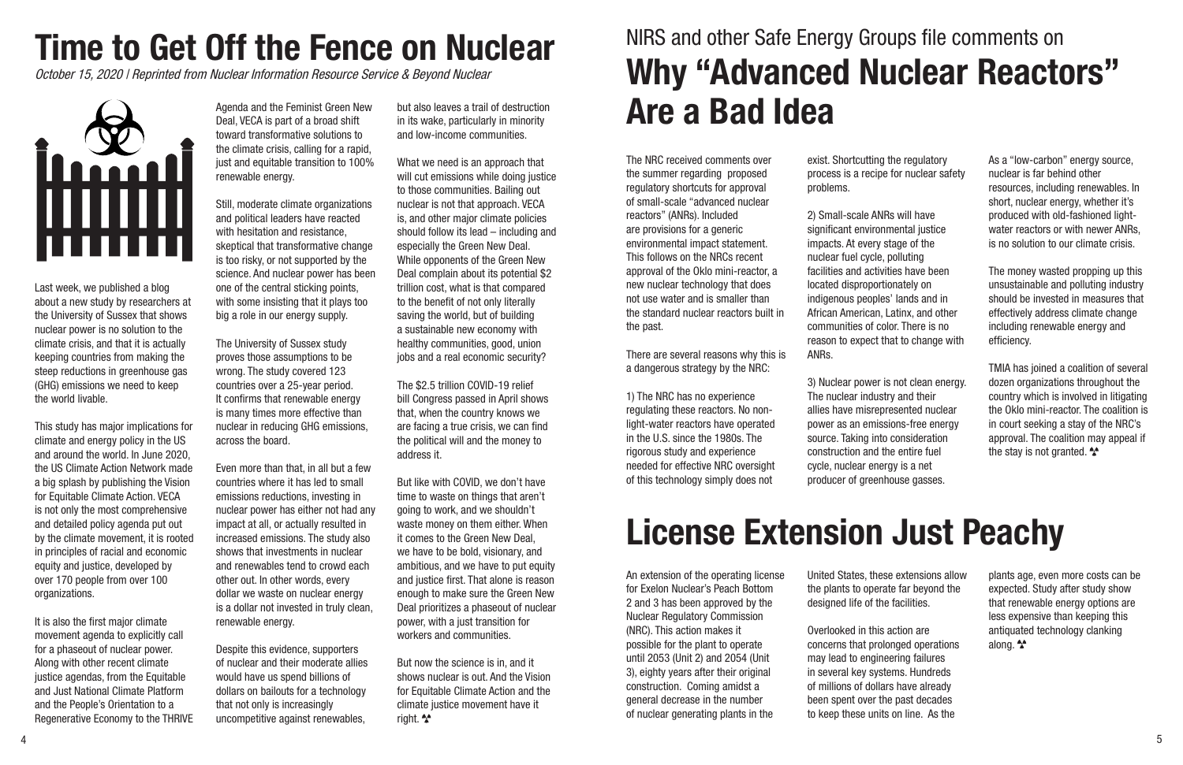# Time to Get Off the Fence on Nuclear

*October 15, 2020 | Reprinted from Nuclear Information Resource Service & Beyond Nuclear*

Last week, we published a blog about a new study by researchers at the University of Sussex that shows nuclear power is no solution to the climate crisis, and that it is actually keeping countries from making the steep reductions in greenhouse gas (GHG) emissions we need to keep the world livable.

This study has major implications for climate and energy policy in the US and around the world. In June 2020, the US Climate Action Network made a big splash by publishing the Vision for Equitable Climate Action. VECA is not only the most comprehensive and detailed policy agenda put out by the climate movement, it is rooted in principles of racial and economic equity and justice, developed by over 170 people from over 100 organizations.

It is also the first major climate movement agenda to explicitly call for a phaseout of nuclear power. Along with other recent climate justice agendas, from the Equitable and Just National Climate Platform and the People's Orientation to a Regenerative Economy to the THRIVE Agenda and the Feminist Green New Deal, VECA is part of a broad shift toward transformative solutions to the climate crisis, calling for a rapid, just and equitable transition to 100% renewable energy.

Still, moderate climate organizations and political leaders have reacted with hesitation and resistance, skeptical that transformative change is too risky, or not supported by the science. And nuclear power has been one of the central sticking points, with some insisting that it plays too big a role in our energy supply.

The University of Sussex study proves those assumptions to be wrong. The study covered 123 countries over a 25-year period. It confirms that renewable energy is many times more effective than nuclear in reducing GHG emissions, across the board.

Even more than that, in all but a few countries where it has led to small emissions reductions, investing in nuclear power has either not had any impact at all, or actually resulted in increased emissions. The study also shows that investments in nuclear and renewables tend to crowd each other out. In other words, every dollar we waste on nuclear energy is a dollar not invested in truly clean, renewable energy.

Despite this evidence, supporters of nuclear and their moderate allies would have us spend billions of dollars on bailouts for a technology that not only is increasingly uncompetitive against renewables, but also leaves a trail of destruction in its wake, particularly in minority and low-income communities.

What we need is an approach that will cut emissions while doing justice to those communities. Bailing out nuclear is not that approach. VECA is, and other major climate policies should follow its lead – including and especially the Green New Deal. While opponents of the Green New Deal complain about its potential $2 trillion cost, what is that compared to the benefit of not only literally saving the world, but of building a sustainable new economy with healthy communities, good, union jobs and a real economic security?

The $2.5 trillion COVID-19 relief bill Congress passed in April shows that, when the country knows we are facing a true crisis, we can find the political will and the money to address it.

But like with COVID, we don't have time to waste on things that aren't going to work, and we shouldn't waste money on them either. When it comes to the Green New Deal, we have to be bold, visionary, and ambitious, and we have to put equity and justice first. That alone is reason enough to make sure the Green New Deal prioritizes a phaseout of nuclear power, with a just transition for workers and communities.

But now the science is in, and it shows nuclear is out. And the Vision for Equitable Climate Action and the climate justice movement have it right.

NIRS and other Safe Energy Groups file comments on

# Why "Advanced Nuclear Reactors" Are a Bad Idea

The NRC received comments over the summer regarding proposed regulatory shortcuts for approval of small-scale "advanced nuclear reactors" (ANRs). Included are provisions for a generic environmental impact statement. This follows on the NRCs recent approval of the Oklo mini-reactor, a new nuclear technology that does not use water and is smaller than the standard nuclear reactors built in the past.

There are several reasons why this is a dangerous strategy by the NRC:

1) The NRC has no experience regulating these reactors. No non-light-water reactors have operated in the U.S. since the 1980s. The rigorous study and experience needed for effective NRC oversight of this technology simply does not exist. Shortcutting the regulatory process is a recipe for nuclear safety problems.

2) Small-scale ANRs will have significant environmental justice impacts. At every stage of the nuclear fuel cycle, polluting facilities and activities have been located disproportionately on indigenous peoples' lands and in African American, Latinx, and other communities of color. There is no reason to expect that to change with ANRs.

3) Nuclear power is not clean energy. The nuclear industry and their allies have misrepresented nuclear power as an emissions-free energy source. Taking into consideration construction and the entire fuel cycle, nuclear energy is a net producer of greenhouse gasses.

As a "low-carbon" energy source, nuclear is far behind other resources, including renewables. In short, nuclear energy, whether it's produced with old-fashioned light-water reactors or with newer ANRs, is no solution to our climate crisis.

The money wasted propping up this unsustainable and polluting industry should be invested in measures that effectively address climate change including renewable energy and efficiency.

TMIA has joined a coalition of several dozen organizations throughout the country which is involved in litigating the Oklo mini-reactor. The coalition is in court seeking a stay of the NRC's approval. The coalition may appeal if the stay is not granted.

# License Extension Just Peachy

An extension of the operating license for Exelon Nuclear's Peach Bottom 2 and 3 has been approved by the Nuclear Regulatory Commission (NRC). This action makes it possible for the plant to operate until 2053 (Unit 2) and 2054 (Unit 3), eighty years after their original construction. Coming amidst a general decrease in the number of nuclear generating plants in the United States, these extensions allow the plants to operate far beyond the designed life of the facilities.

Overlooked in this action are concerns that prolonged operations may lead to engineering failures in several key systems. Hundreds of millions of dollars have already been spent over the past decades to keep these units on line. As the plants age, even more costs can be expected. Study after study show that renewable energy options are less expensive than keeping this antiquated technology clanking along.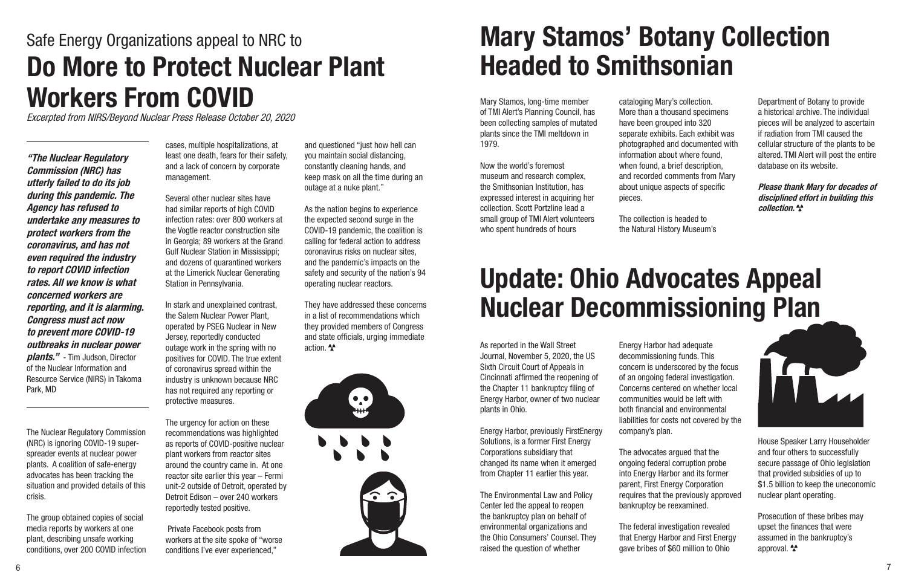Safe Energy Organizations appeal to NRC to

# Do More to Protect Nuclear Plant Workers From COVID

*Excerpted from NIRS/Beyond Nuclear Press Release October 20, 2020*

***"The Nuclear Regulatory Commission (NRC) has utterly failed to do its job during this pandemic. The Agency has refused to undertake any measures to protect workers from the coronavirus, and has not even required the industry to report COVID infection rates. All we know is what concerned workers are reporting, and it is alarming. Congress must act now to prevent more COVID-19 outbreaks in nuclear power plants."*** - Tim Judson, Director of the Nuclear Information and Resource Service (NIRS) in Takoma Park, MD

The Nuclear Regulatory Commission (NRC) is ignoring COVID-19 super-spreader events at nuclear power plants. A coalition of safe-energy advocates has been tracking the situation and provided details of this crisis.

The group obtained copies of social media reports by workers at one plant, describing unsafe working conditions, over 200 COVID infection cases, multiple hospitalizations, at least one death, fears for their safety, and a lack of concern by corporate management.

Several other nuclear sites have had similar reports of high COVID infection rates: over 800 workers at the Vogtle reactor construction site in Georgia; 89 workers at the Grand Gulf Nuclear Station in Mississippi; and dozens of quarantined workers at the Limerick Nuclear Generating Station in Pennsylvania.

In stark and unexplained contrast, the Salem Nuclear Power Plant, operated by PSEG Nuclear in New Jersey, reportedly conducted outage work in the spring with no positives for COVID. The true extent of coronavirus spread within the industry is unknown because NRC has not required any reporting or protective measures.

The urgency for action on these recommendations was highlighted as reports of COVID-positive nuclear plant workers from reactor sites around the country came in. At one reactor site earlier this year – Fermi unit-2 outside of Detroit, operated by Detroit Edison – over 240 workers reportedly tested positive.

Private Facebook posts from workers at the site spoke of "worse conditions I've ever experienced," and questioned "just how hell can you maintain social distancing, constantly cleaning hands, and keep mask on all the time during an outage at a nuke plant."

As the nation begins to experience the expected second surge in the COVID-19 pandemic, the coalition is calling for federal action to address coronavirus risks on nuclear sites, and the pandemic's impacts on the safety and security of the nation's 94 operating nuclear reactors.

They have addressed these concerns in a list of recommendations which they provided members of Congress and state officials, urging immediate action.

# Mary Stamos' Botany Collection Headed to Smithsonian

Mary Stamos, long-time member of TMI Alert's Planning Council, has been collecting samples of mutated plants since the TMI meltdown in 1979.

Now the world's foremost museum and research complex, the Smithsonian Institution, has expressed interest in acquiring her collection. Scott Portzline lead a small group of TMI Alert volunteers who spent hundreds of hours cataloging Mary's collection. More than a thousand specimens have been grouped into 320 separate exhibits. Each exhibit was photographed and documented with information about where found, when found, a brief description, and recorded comments from Mary about unique aspects of specific pieces.

The collection is headed to the Natural History Museum's Department of Botany to provide a historical archive. The individual pieces will be analyzed to ascertain if radiation from TMI caused the cellular structure of the plants to be altered. TMI Alert will post the entire database on its website.

***Please thank Mary for decades of disciplined effort in building this collection.***

# Update: Ohio Advocates Appeal Nuclear Decommissioning Plan

As reported in the Wall Street Journal, November 5, 2020, the US Sixth Circuit Court of Appeals in Cincinnati affirmed the reopening of the Chapter 11 bankruptcy filing of Energy Harbor, owner of two nuclear plants in Ohio.

Energy Harbor, previously FirstEnergy Solutions, is a former First Energy Corporations subsidiary that changed its name when it emerged from Chapter 11 earlier this year.

The Environmental Law and Policy Center led the appeal to reopen the bankruptcy plan on behalf of environmental organizations and the Ohio Consumers' Counsel. They raised the question of whether Energy Harbor had adequate decommissioning funds. This concern is underscored by the focus of an ongoing federal investigation. Concerns centered on whether local communities would be left with both financial and environmental liabilities for costs not covered by the company's plan.

The advocates argued that the ongoing federal corruption probe into Energy Harbor and its former parent, First Energy Corporation requires that the previously approved bankruptcy be reexamined.

The federal investigation revealed that Energy Harbor and First Energy gave bribes of $60 million to Ohio House Speaker Larry Householder and four others to successfully secure passage of Ohio legislation that provided subsidies of up to $1.5 billion to keep the uneconomic nuclear plant operating.

Prosecution of these bribes may upset the finances that were assumed in the bankruptcy's approval.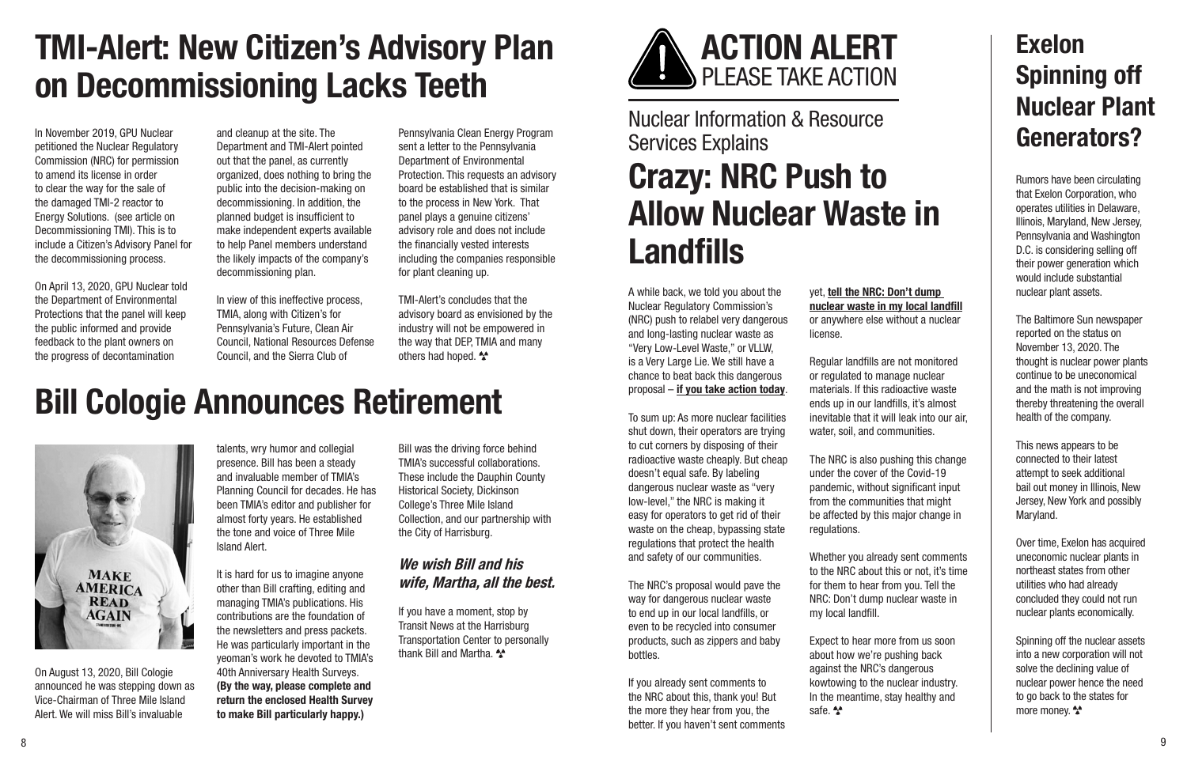# TMI-Alert: New Citizen's Advisory Plan on Decommissioning Lacks Teeth

In November 2019, GPU Nuclear petitioned the Nuclear Regulatory Commission (NRC) for permission to amend its license in order to clear the way for the sale of the damaged TMI-2 reactor to Energy Solutions. (see article on Decommissioning TMI). This is to include a Citizen's Advisory Panel for the decommissioning process.

On April 13, 2020, GPU Nuclear told the Department of Environmental Protections that the panel will keep the public informed and provide feedback to the plant owners on the progress of decontamination and cleanup at the site. The Department and TMI-Alert pointed out that the panel, as currently organized, does nothing to bring the public into the decision-making on decommissioning. In addition, the planned budget is insufficient to make independent experts available to help Panel members understand the likely impacts of the company's decommissioning plan.

In view of this ineffective process, TMIA, along with Citizen's for Pennsylvania's Future, Clean Air Council, National Resources Defense Council, and the Sierra Club of Pennsylvania Clean Energy Program sent a letter to the Pennsylvania Department of Environmental Protection. This requests an advisory board be established that is similar to the process in New York. That panel plays a genuine citizens' advisory role and does not include the financially vested interests including the companies responsible for plant cleaning up.

TMI-Alert's concludes that the advisory board as envisioned by the industry will not be empowered in the way that DEP, TMIA and many others had hoped.

# Bill Cologie Announces Retirement

On August 13, 2020, Bill Cologie announced he was stepping down as Vice-Chairman of Three Mile Island Alert. We will miss Bill's invaluable talents, wry humor and collegial presence. Bill has been a steady and invaluable member of TMIA's Planning Council for decades. He has been TMIA's editor and publisher for almost forty years. He established the tone and voice of Three Mile Island Alert.

It is hard for us to imagine anyone other than Bill crafting, editing and managing TMIA's publications. His contributions are the foundation of the newsletters and press packets. He was particularly important in the yeoman's work he devoted to TMIA's 40th Anniversary Health Surveys. **(By the way, please complete and return the enclosed Health Survey to make Bill particularly happy.)**

Bill was the driving force behind TMIA's successful collaborations. These include the Dauphin County Historical Society, Dickinson College's Three Mile Island Collection, and our partnership with the City of Harrisburg.

***We wish Bill and his wife, Martha, all the best.***

If you have a moment, stop by Transit News at the Harrisburg Transportation Center to personally thank Bill and Martha.

**ACTION ALERT**
PLEASE TAKE ACTION

## Nuclear Information & Resource Services Explains

# Crazy: NRC Push to Allow Nuclear Waste in Landfills

A while back, we told you about the Nuclear Regulatory Commission's (NRC) push to relabel very dangerous and long-lasting nuclear waste as "Very Low-Level Waste," or VLLW, is a Very Large Lie. We still have a chance to beat back this dangerous proposal – **if you take action today**.

To sum up: As more nuclear facilities shut down, their operators are trying to cut corners by disposing of their radioactive waste cheaply. But cheap doesn't equal safe. By labeling dangerous nuclear waste as "very low-level," the NRC is making it easy for operators to get rid of their waste on the cheap, bypassing state regulations that protect the health and safety of our communities.

The NRC's proposal would pave the way for dangerous nuclear waste to end up in our local landfills, or even to be recycled into consumer products, such as zippers and baby bottles.

If you already sent comments to the NRC about this, thank you! But the more they hear from you, the better. If you haven't sent comments yet, **tell the NRC: Don't dump nuclear waste in my local landfill** or anywhere else without a nuclear license.

Regular landfills are not monitored or regulated to manage nuclear materials. If this radioactive waste ends up in our landfills, it's almost inevitable that it will leak into our air, water, soil, and communities.

The NRC is also pushing this change under the cover of the Covid-19 pandemic, without significant input from the communities that might be affected by this major change in regulations.

Whether you already sent comments to the NRC about this or not, it's time for them to hear from you. Tell the NRC: Don't dump nuclear waste in my local landfill.

Expect to hear more from us soon about how we're pushing back against the NRC's dangerous kowtowing to the nuclear industry. In the meantime, stay healthy and safe.

# Exelon Spinning off Nuclear Plant Generators?

Rumors have been circulating that Exelon Corporation, who operates utilities in Delaware, Illinois, Maryland, New Jersey, Pennsylvania and Washington D.C. is considering selling off their power generation which would include substantial nuclear plant assets.

The Baltimore Sun newspaper reported on the status on November 13, 2020. The thought is nuclear power plants continue to be uneconomical and the math is not improving thereby threatening the overall health of the company.

This news appears to be connected to their latest attempt to seek additional bail out money in Illinois, New Jersey, New York and possibly Maryland.

Over time, Exelon has acquired uneconomic nuclear plants in northeast states from other utilities who had already concluded they could not run nuclear plants economically.

Spinning off the nuclear assets into a new corporation will not solve the declining value of nuclear power hence the need to go back to the states for more money.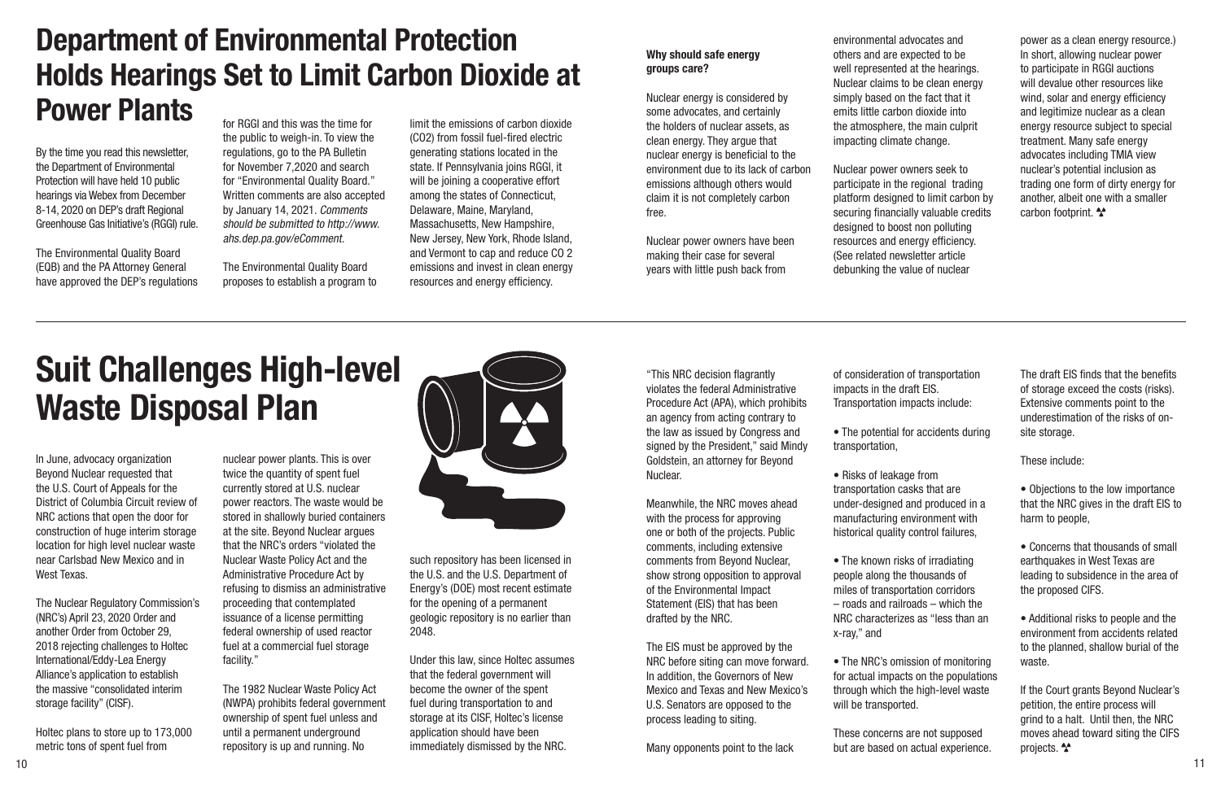# Department of Environmental Protection Holds Hearings Set to Limit Carbon Dioxide at Power Plants

By the time you read this newsletter, the Department of Environmental Protection will have held 10 public hearings via Webex from December 8-14, 2020 on DEP's draft Regional Greenhouse Gas Initiative's (RGGI) rule.

The Environmental Quality Board (EQB) and the PA Attorney General have approved the DEP's regulations for RGGI and this was the time for the public to weigh-in. To view the regulations, go to the PA Bulletin for November 7,2020 and search for "Environmental Quality Board." Written comments are also accepted by January 14, 2021. *Comments should be submitted to http://www.ahs.dep.pa.gov/eComment.*

The Environmental Quality Board proposes to establish a program to limit the emissions of carbon dioxide ($CO_2$) from fossil fuel-fired electric generating stations located in the state. If Pennsylvania joins RGGI, it will be joining a cooperative effort among the states of Connecticut, Delaware, Maine, Maryland, Massachusetts, New Hampshire, New Jersey, New York, Rhode Island, and Vermont to cap and reduce CO 2 emissions and invest in clean energy resources and energy efficiency.

**Why should safe energy groups care?**

Nuclear energy is considered by some advocates, and certainly the holders of nuclear assets, as clean energy. They argue that nuclear energy is beneficial to the environment due to its lack of carbon emissions although others would claim it is not completely carbon free.

Nuclear power owners have been making their case for several years with little push back from environmental advocates and others and are expected to be well represented at the hearings. Nuclear claims to be clean energy simply based on the fact that it emits little carbon dioxide into the atmosphere, the main culprit impacting climate change.

Nuclear power owners seek to participate in the regional trading platform designed to limit carbon by securing financially valuable credits designed to boost non polluting resources and energy efficiency. (See related newsletter article debunking the value of nuclear power as a clean energy resource.) In short, allowing nuclear power to participate in RGGI auctions will devalue other resources like wind, solar and energy efficiency and legitimize nuclear as a clean energy resource subject to special treatment. Many safe energy advocates including TMIA view nuclear's potential inclusion as trading one form of dirty energy for another, albeit one with a smaller carbon footprint.

# Suit Challenges High-level Waste Disposal Plan

In June, advocacy organization Beyond Nuclear requested that the U.S. Court of Appeals for the District of Columbia Circuit review of NRC actions that open the door for construction of huge interim storage location for high level nuclear waste near Carlsbad New Mexico and in West Texas.

The Nuclear Regulatory Commission's (NRC's) April 23, 2020 Order and another Order from October 29, 2018 rejecting challenges to Holtec International/Eddy-Lea Energy Alliance's application to establish the massive "consolidated interim storage facility" (CISF).

Holtec plans to store up to 173,000 metric tons of spent fuel from nuclear power plants. This is over twice the quantity of spent fuel currently stored at U.S. nuclear power reactors. The waste would be stored in shallowly buried containers at the site. Beyond Nuclear argues that the NRC's orders "violated the Nuclear Waste Policy Act and the Administrative Procedure Act by refusing to dismiss an administrative proceeding that contemplated issuance of a license permitting federal ownership of used reactor fuel at a commercial fuel storage facility."

The 1982 Nuclear Waste Policy Act (NWPA) prohibits federal government ownership of spent fuel unless and until a permanent underground repository is up and running. No such repository has been licensed in the U.S. and the U.S. Department of Energy's (DOE) most recent estimate for the opening of a permanent geologic repository is no earlier than 2048.

Under this law, since Holtec assumes that the federal government will become the owner of the spent fuel during transportation to and storage at its CISF, Holtec's license application should have been immediately dismissed by the NRC.

"This NRC decision flagrantly violates the federal Administrative Procedure Act (APA), which prohibits an agency from acting contrary to the law as issued by Congress and signed by the President," said Mindy Goldstein, an attorney for Beyond Nuclear.

Meanwhile, the NRC moves ahead with the process for approving one or both of the projects. Public comments, including extensive comments from Beyond Nuclear, show strong opposition to approval of the Environmental Impact Statement (EIS) that has been drafted by the NRC.

The EIS must be approved by the NRC before siting can move forward. In addition, the Governors of New Mexico and Texas and New Mexico's U.S. Senators are opposed to the process leading to siting.

Many opponents point to the lack of consideration of transportation impacts in the draft EIS. Transportation impacts include:

- The potential for accidents during transportation,
- Risks of leakage from transportation casks that are under-designed and produced in a manufacturing environment with historical quality control failures,
- The known risks of irradiating people along the thousands of miles of transportation corridors – roads and railroads – which the NRC characterizes as "less than an x-ray," and
- The NRC's omission of monitoring for actual impacts on the populations through which the high-level waste will be transported.

These concerns are not supposed but are based on actual experience.

The draft EIS finds that the benefits of storage exceed the costs (risks). Extensive comments point to the underestimation of the risks of on-site storage.

These include:

- Objections to the low importance that the NRC gives in the draft EIS to harm to people,
- Concerns that thousands of small earthquakes in West Texas are leading to subsidence in the area of the proposed CIFS.
- Additional risks to people and the environment from accidents related to the planned, shallow burial of the waste.

If the Court grants Beyond Nuclear's petition, the entire process will grind to a halt. Until then, the NRC moves ahead toward siting the CIFS projects.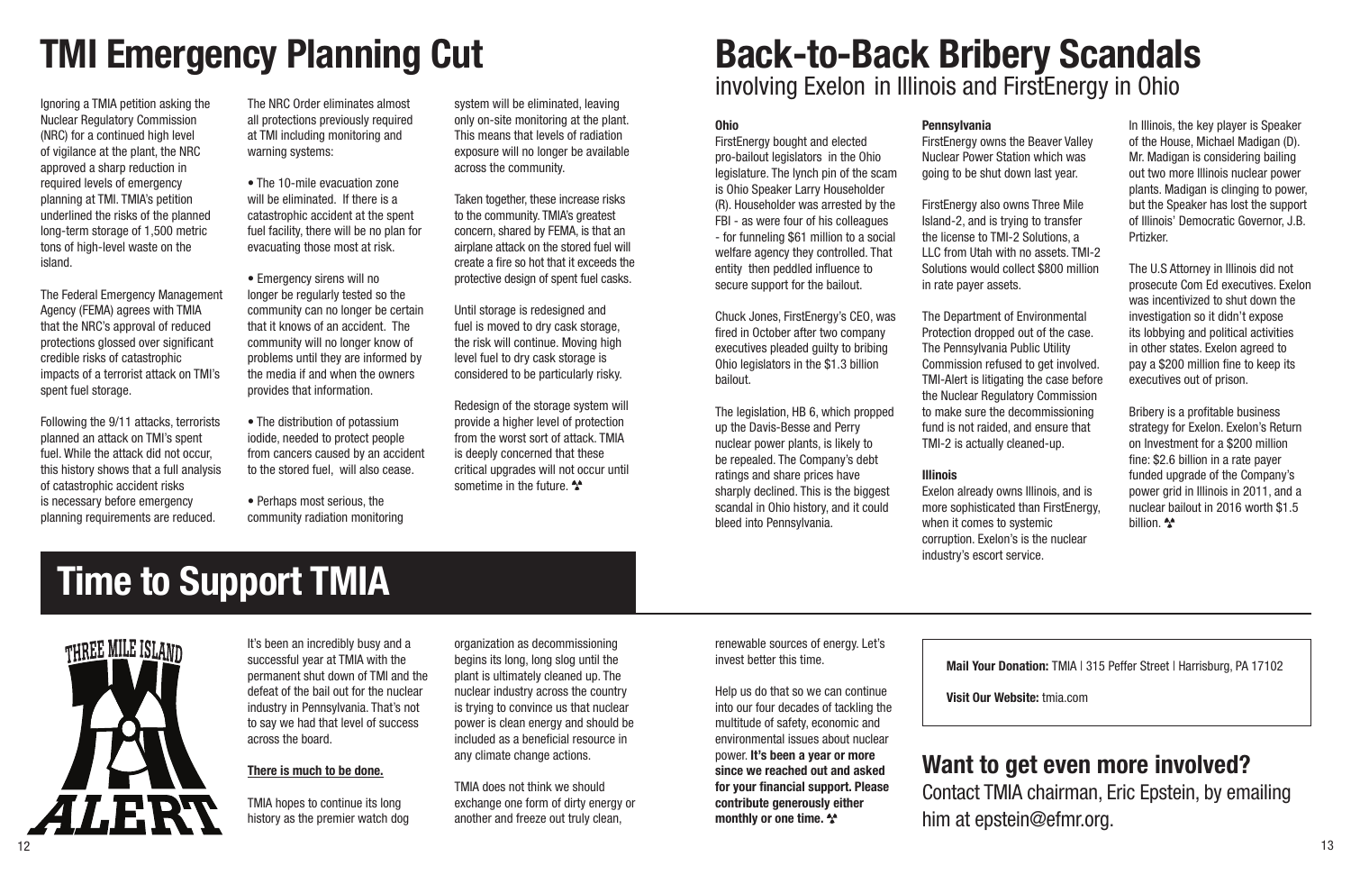# TMI Emergency Planning Cut

Ignoring a TMIA petition asking the Nuclear Regulatory Commission (NRC) for a continued high level of vigilance at the plant, the NRC approved a sharp reduction in required levels of emergency planning at TMI. TMIA's petition underlined the risks of the planned long-term storage of 1,500 metric tons of high-level waste on the island.

The Federal Emergency Management Agency (FEMA) agrees with TMIA that the NRC's approval of reduced protections glossed over significant credible risks of catastrophic impacts of a terrorist attack on TMI's spent fuel storage.

Following the 9/11 attacks, terrorists planned an attack on TMI's spent fuel. While the attack did not occur, this history shows that a full analysis of catastrophic accident risks is necessary before emergency planning requirements are reduced.

The NRC Order eliminates almost all protections previously required at TMI including monitoring and warning systems:

- The 10-mile evacuation zone will be eliminated. If there is a catastrophic accident at the spent fuel facility, there will be no plan for evacuating those most at risk.
- Emergency sirens will no longer be regularly tested so the community can no longer be certain that it knows of an accident. The community will no longer know of problems until they are informed by the media if and when the owners provides that information.
- The distribution of potassium iodide, needed to protect people from cancers caused by an accident to the stored fuel, will also cease.
- Perhaps most serious, the community radiation monitoring system will be eliminated, leaving only on-site monitoring at the plant. This means that levels of radiation exposure will no longer be available across the community.

Taken together, these increase risks to the community. TMIA's greatest concern, shared by FEMA, is that an airplane attack on the stored fuel will create a fire so hot that it exceeds the protective design of spent fuel casks.

Until storage is redesigned and fuel is moved to dry cask storage, the risk will continue. Moving high level fuel to dry cask storage is considered to be particularly risky.

Redesign of the storage system will provide a higher level of protection from the worst sort of attack. TMIA is deeply concerned that these critical upgrades will not occur until sometime in the future.

# Back-to-Back Bribery Scandals

## involving Exelon in Illinois and FirstEnergy in Ohio

**Ohio**

FirstEnergy bought and elected pro-bailout legislators in the Ohio legislature. The lynch pin of the scam is Ohio Speaker Larry Householder (R). Householder was arrested by the FBI - as were four of his colleagues - for funneling $61 million to a social welfare agency they controlled. That entity then peddled influence to secure support for the bailout.

Chuck Jones, FirstEnergy's CEO, was fired in October after two company executives pleaded guilty to bribing Ohio legislators in the $1.3 billion bailout.

The legislation, HB 6, which propped up the Davis-Besse and Perry nuclear power plants, is likely to be repealed. The Company's debt ratings and share prices have sharply declined. This is the biggest scandal in Ohio history, and it could bleed into Pennsylvania.

**Pennsylvania**

FirstEnergy owns the Beaver Valley Nuclear Power Station which was going to be shut down last year.

FirstEnergy also owns Three Mile Island-2, and is trying to transfer the license to TMI-2 Solutions, a LLC from Utah with no assets. TMI-2 Solutions would collect $800 million in rate payer assets.

The Department of Environmental Protection dropped out of the case. The Pennsylvania Public Utility Commission refused to get involved. TMI-Alert is litigating the case before the Nuclear Regulatory Commission to make sure the decommissioning fund is not raided, and ensure that TMI-2 is actually cleaned-up.

**Illinois**

Exelon already owns Illinois, and is more sophisticated than FirstEnergy, when it comes to systemic corruption. Exelon's is the nuclear industry's escort service.

In Illinois, the key player is Speaker of the House, Michael Madigan (D). Mr. Madigan is considering bailing out two more Illinois nuclear power plants. Madigan is clinging to power, but the Speaker has lost the support of Illinois' Democratic Governor, J.B. Prtizker.

The U.S Attorney in Illinois did not prosecute Com Ed executives. Exelon was incentivized to shut down the investigation so it didn't expose its lobbying and political activities in other states. Exelon agreed to pay a $200 million fine to keep its executives out of prison.

Bribery is a profitable business strategy for Exelon. Exelon's Return on Investment for a $200 million fine: $2.6 billion in a rate payer funded upgrade of the Company's power grid in Illinois in 2011, and a nuclear bailout in 2016 worth $1.5 billion.

# Time to Support TMIA

THREE MILE ISLAND ALERT

It's been an incredibly busy and a successful year at TMIA with the permanent shut down of TMI and the defeat of the bail out for the nuclear industry in Pennsylvania. That's not to say we had that level of success across the board.

**There is much to be done.**

TMIA hopes to continue its long history as the premier watch dog organization as decommissioning begins its long, long slog until the plant is ultimately cleaned up. The nuclear industry across the country is trying to convince us that nuclear power is clean energy and should be included as a beneficial resource in any climate change actions.

TMIA does not think we should exchange one form of dirty energy or another and freeze out truly clean, renewable sources of energy. Let's invest better this time.

Help us do that so we can continue into our four decades of tackling the multitude of safety, economic and environmental issues about nuclear power. **It's been a year or more since we reached out and asked for your financial support. Please contribute generously either monthly or one time.**

**Mail Your Donation:** TMIA | 315 Peffer Street | Harrisburg, PA 17102

**Visit Our Website:** tmia.com

## Want to get even more involved?

Contact TMIA chairman, Eric Epstein, by emailing him at epstein@efmr.org.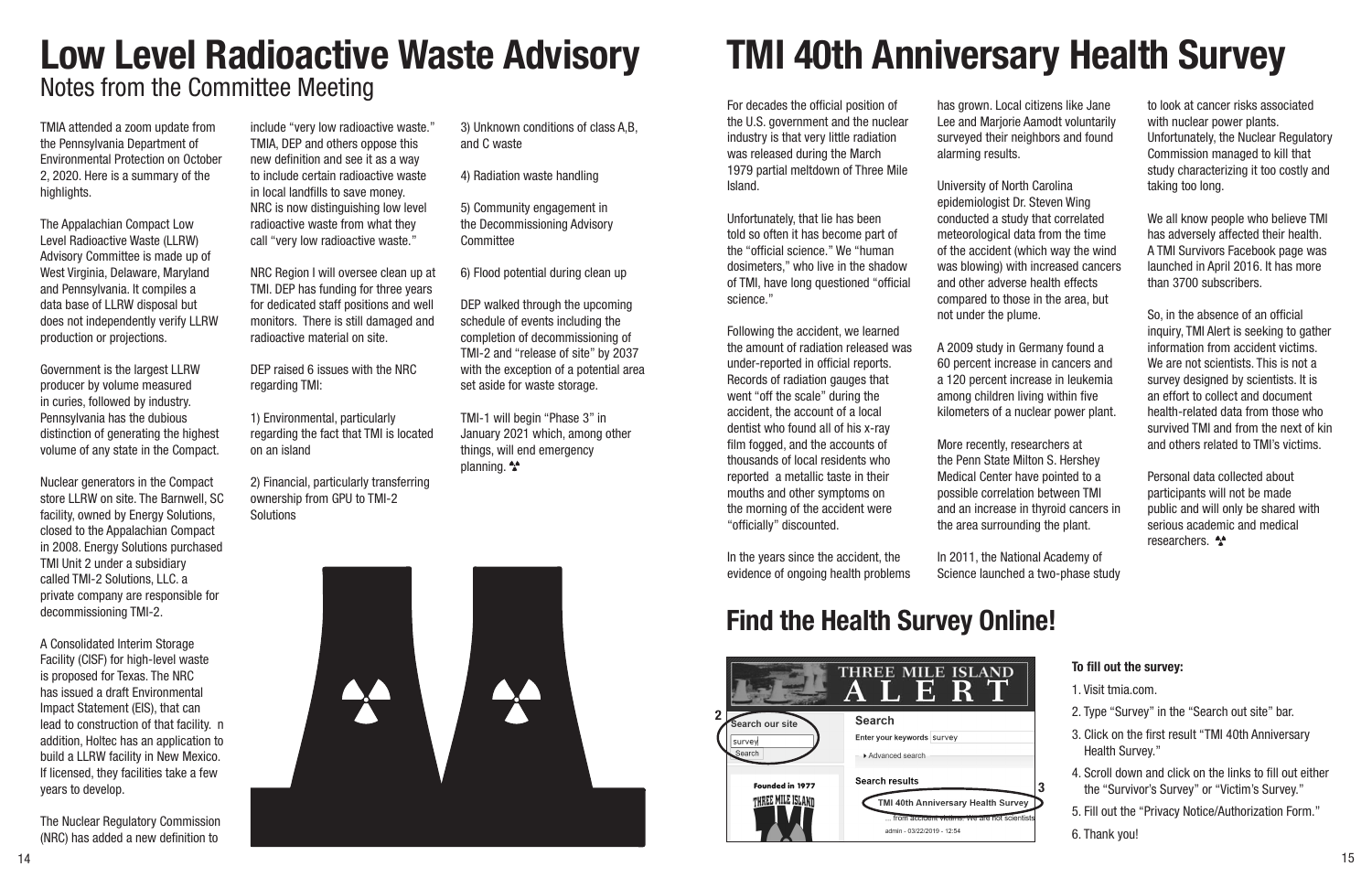# Low Level Radioactive Waste Advisory

## Notes from the Committee Meeting

TMIA attended a zoom update from the Pennsylvania Department of Environmental Protection on October 2, 2020. Here is a summary of the highlights.

The Appalachian Compact Low Level Radioactive Waste (LLRW) Advisory Committee is made up of West Virginia, Delaware, Maryland and Pennsylvania. It compiles a data base of LLRW disposal but does not independently verify LLRW production or projections.

Government is the largest LLRW producer by volume measured in curies, followed by industry. Pennsylvania has the dubious distinction of generating the highest volume of any state in the Compact.

Nuclear generators in the Compact store LLRW on site. The Barnwell, SC facility, owned by Energy Solutions, closed to the Appalachian Compact in 2008. Energy Solutions purchased TMI Unit 2 under a subsidiary called TMI-2 Solutions, LLC. a private company are responsible for decommissioning TMI-2.

A Consolidated Interim Storage Facility (CISF) for high-level waste is proposed for Texas. The NRC has issued a draft Environmental Impact Statement (EIS), that can lead to construction of that facility. n addition, Holtec has an application to build a LLRW facility in New Mexico. If licensed, they facilities take a few years to develop.

The Nuclear Regulatory Commission (NRC) has added a new definition to include "very low radioactive waste." TMIA, DEP and others oppose this new definition and see it as a way to include certain radioactive waste in local landfills to save money. NRC is now distinguishing low level radioactive waste from what they call "very low radioactive waste."

NRC Region I will oversee clean up at TMI. DEP has funding for three years for dedicated staff positions and well monitors. There is still damaged and radioactive material on site.

DEP raised 6 issues with the NRC regarding TMI:

1) Environmental, particularly regarding the fact that TMI is located on an island

2) Financial, particularly transferring ownership from GPU to TMI-2 Solutions

3) Unknown conditions of class A,B, and C waste

4) Radiation waste handling

5) Community engagement in the Decommissioning Advisory Committee

6) Flood potential during clean up

DEP walked through the upcoming schedule of events including the completion of decommissioning of TMI-2 and "release of site" by 2037 with the exception of a potential area set aside for waste storage.

TMI-1 will begin "Phase 3" in January 2021 which, among other things, will end emergency planning.

# TMI 40th Anniversary Health Survey

For decades the official position of the U.S. government and the nuclear industry is that very little radiation was released during the March 1979 partial meltdown of Three Mile Island.

Unfortunately, that lie has been told so often it has become part of the "official science." We "human dosimeters," who live in the shadow of TMI, have long questioned "official science."

Following the accident, we learned the amount of radiation released was under-reported in official reports. Records of radiation gauges that went "off the scale" during the accident, the account of a local dentist who found all of his x-ray film fogged, and the accounts of thousands of local residents who reported a metallic taste in their mouths and other symptoms on the morning of the accident were "officially" discounted.

In the years since the accident, the evidence of ongoing health problems has grown. Local citizens like Jane Lee and Marjorie Aamodt voluntarily surveyed their neighbors and found alarming results.

University of North Carolina epidemiologist Dr. Steven Wing conducted a study that correlated meteorological data from the time of the accident (which way the wind was blowing) with increased cancers and other adverse health effects compared to those in the area, but not under the plume.

A 2009 study in Germany found a 60 percent increase in cancers and a 120 percent increase in leukemia among children living within five kilometers of a nuclear power plant.

More recently, researchers at the Penn State Milton S. Hershey Medical Center have pointed to a possible correlation between TMI and an increase in thyroid cancers in the area surrounding the plant.

In 2011, the National Academy of Science launched a two-phase study to look at cancer risks associated with nuclear power plants. Unfortunately, the Nuclear Regulatory Commission managed to kill that study characterizing it too costly and taking too long.

We all know people who believe TMI has adversely affected their health. A TMI Survivors Facebook page was launched in April 2016. It has more than 3700 subscribers.

So, in the absence of an official inquiry, TMI Alert is seeking to gather information from accident victims. We are not scientists. This is not a survey designed by scientists. It is an effort to collect and document health-related data from those who survived TMI and from the next of kin and others related to TMI's victims.

Personal data collected about participants will not be made public and will only be shared with serious academic and medical researchers.

## Find the Health Survey Online!

**To fill out the survey:**

1. Visit tmia.com.
2. Type "Survey" in the "Search out site" bar.
3. Click on the first result "TMI 40th Anniversary Health Survey."
4. Scroll down and click on the links to fill out either the "Survivor's Survey" or "Victim's Survey."
5. Fill out the "Privacy Notice/Authorization Form."
6. Thank you!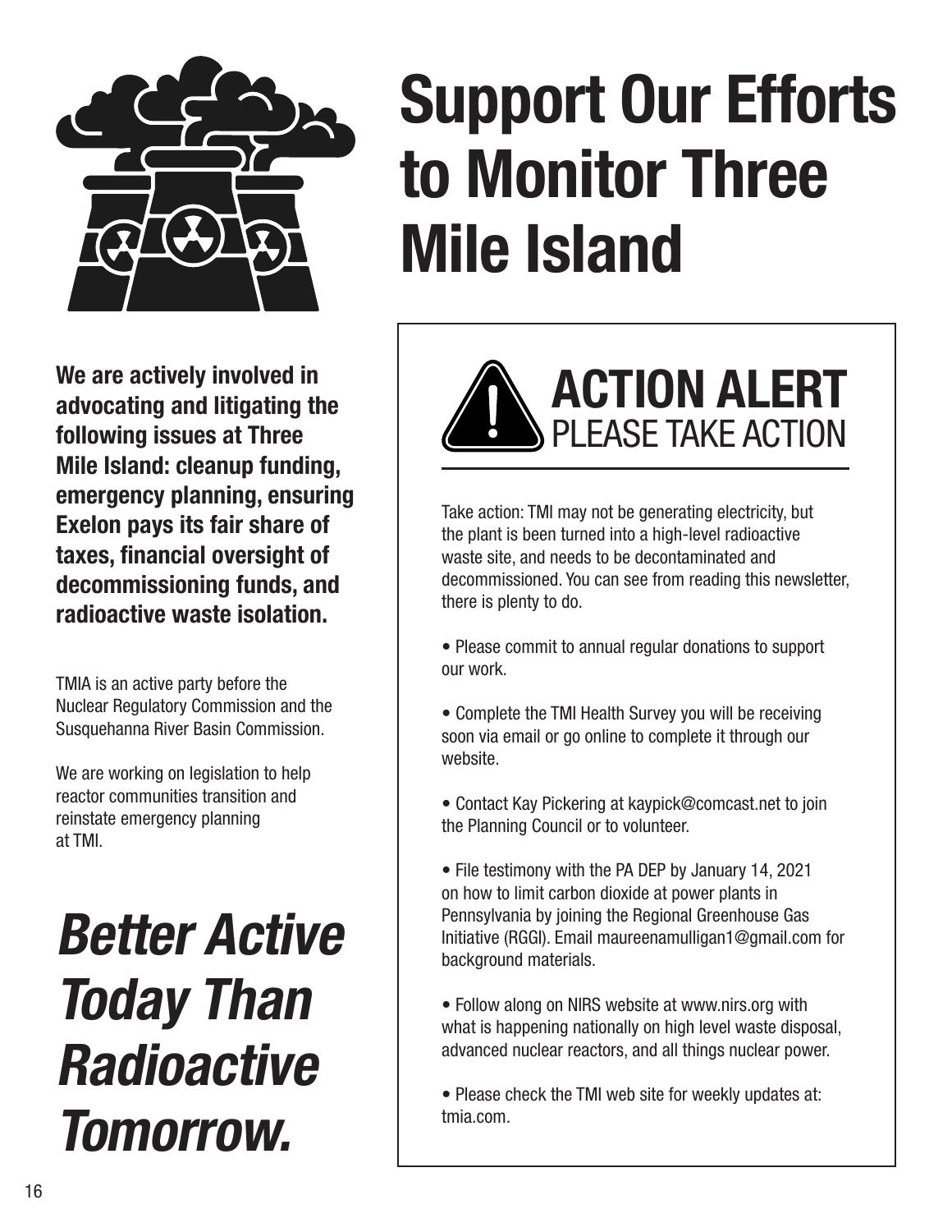# Support Our Efforts to Monitor Three Mile Island

**We are actively involved in advocating and litigating the following issues at Three Mile Island: cleanup funding, emergency planning, ensuring Exelon pays its fair share of taxes, financial oversight of decommissioning funds, and radioactive waste isolation.**

TMIA is an active party before the Nuclear Regulatory Commission and the Susquehanna River Basin Commission.

We are working on legislation to help reactor communities transition and reinstate emergency planning at TMI.

## ***Better Active Today Than Radioactive Tomorrow.***

## ACTION ALERT

PLEASE TAKE ACTION

Take action: TMI may not be generating electricity, but the plant is been turned into a high-level radioactive waste site, and needs to be decontaminated and decommissioned. You can see from reading this newsletter, there is plenty to do.

- Please commit to annual regular donations to support our work.
- Complete the TMI Health Survey you will be receiving soon via email or go online to complete it through our website.
- Contact Kay Pickering at kaypick@comcast.net to join the Planning Council or to volunteer.
- File testimony with the PA DEP by January 14, 2021 on how to limit carbon dioxide at power plants in Pennsylvania by joining the Regional Greenhouse Gas Initiative (RGGI). Email maureenamulligan1@gmail.com for background materials.
- Follow along on NIRS website at www.nirs.org with what is happening nationally on high level waste disposal, advanced nuclear reactors, and all things nuclear power.
- Please check the TMI web site for weekly updates at: tmia.com.